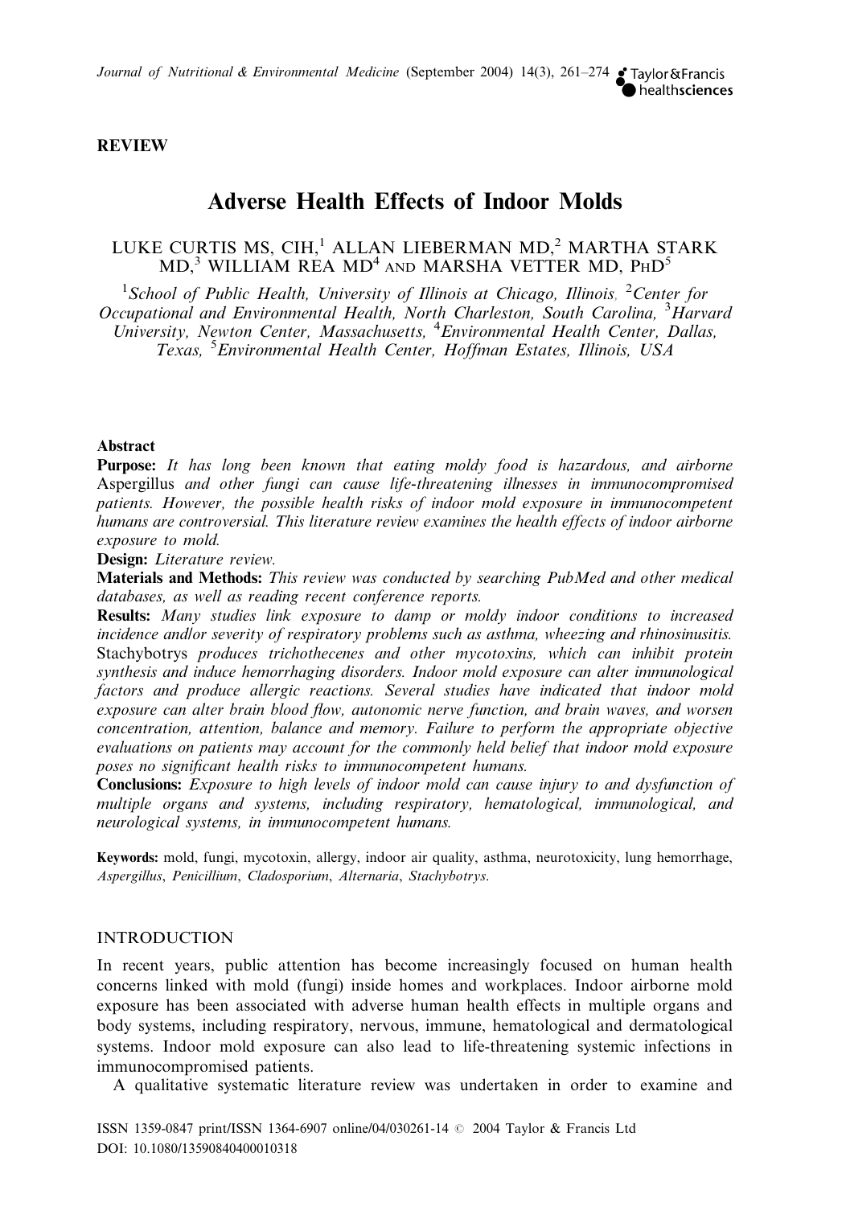**REVIEW**

# Adverse Health Effects of Indoor Molds

LUKE CURTIS MS, CIH,[1] ALLAN LIEBERMAN MD,[2] MARTHA STARK MD,[3] WILLIAM REA MD[4] AND MARSHA VETTER MD, PHD[5]

[1]*School of Public Health, University of Illinois at Chicago, Illinois,* [2]*Center for Occupational and Environmental Health, North Charleston, South Carolina,* [3]*Harvard University, Newton Center, Massachusetts,* [4]*Environmental Health Center, Dallas, Texas,* [5]*Environmental Health Center, Hoffman Estates, Illinois, USA*

## Abstract

**Purpose:** *It has long been known that eating moldy food is hazardous, and airborne* Aspergillus *and other fungi can cause life-threatening illnesses in immunocompromised patients. However, the possible health risks of indoor mold exposure in immunocompetent humans are controversial. This literature review examines the health effects of indoor airborne exposure to mold.*

**Design:** *Literature review.*

**Materials and Methods:** *This review was conducted by searching PubMed and other medical databases, as well as reading recent conference reports.*

**Results:** *Many studies link exposure to damp or moldy indoor conditions to increased incidence and/or severity of respiratory problems such as asthma, wheezing and rhinosinusitis.* Stachybotrys *produces trichothecenes and other mycotoxins, which can inhibit protein synthesis and induce hemorrhaging disorders. Indoor mold exposure can alter immunological factors and produce allergic reactions. Several studies have indicated that indoor mold exposure can alter brain blood flow, autonomic nerve function, and brain waves, and worsen concentration, attention, balance and memory. Failure to perform the appropriate objective evaluations on patients may account for the commonly held belief that indoor mold exposure poses no significant health risks to immunocompetent humans.*

**Conclusions:** *Exposure to high levels of indoor mold can cause injury to and dysfunction of multiple organs and systems, including respiratory, hematological, immunological, and neurological systems, in immunocompetent humans.*

**Keywords:** mold, fungi, mycotoxin, allergy, indoor air quality, asthma, neurotoxicity, lung hemorrhage, *Aspergillus*, *Penicillium*, *Cladosporium*, *Alternaria*, *Stachybotrys*.

## INTRODUCTION

In recent years, public attention has become increasingly focused on human health concerns linked with mold (fungi) inside homes and workplaces. Indoor airborne mold exposure has been associated with adverse human health effects in multiple organs and body systems, including respiratory, nervous, immune, hematological and dermatological systems. Indoor mold exposure can also lead to life-threatening systemic infections in immunocompromised patients.

A qualitative systematic literature review was undertaken in order to examine and

ISSN 1359-0847 print/ISSN 1364-6907 online/04/030261-14 © 2004 Taylor & Francis Ltd
DOI: 10.1080/13590840400010318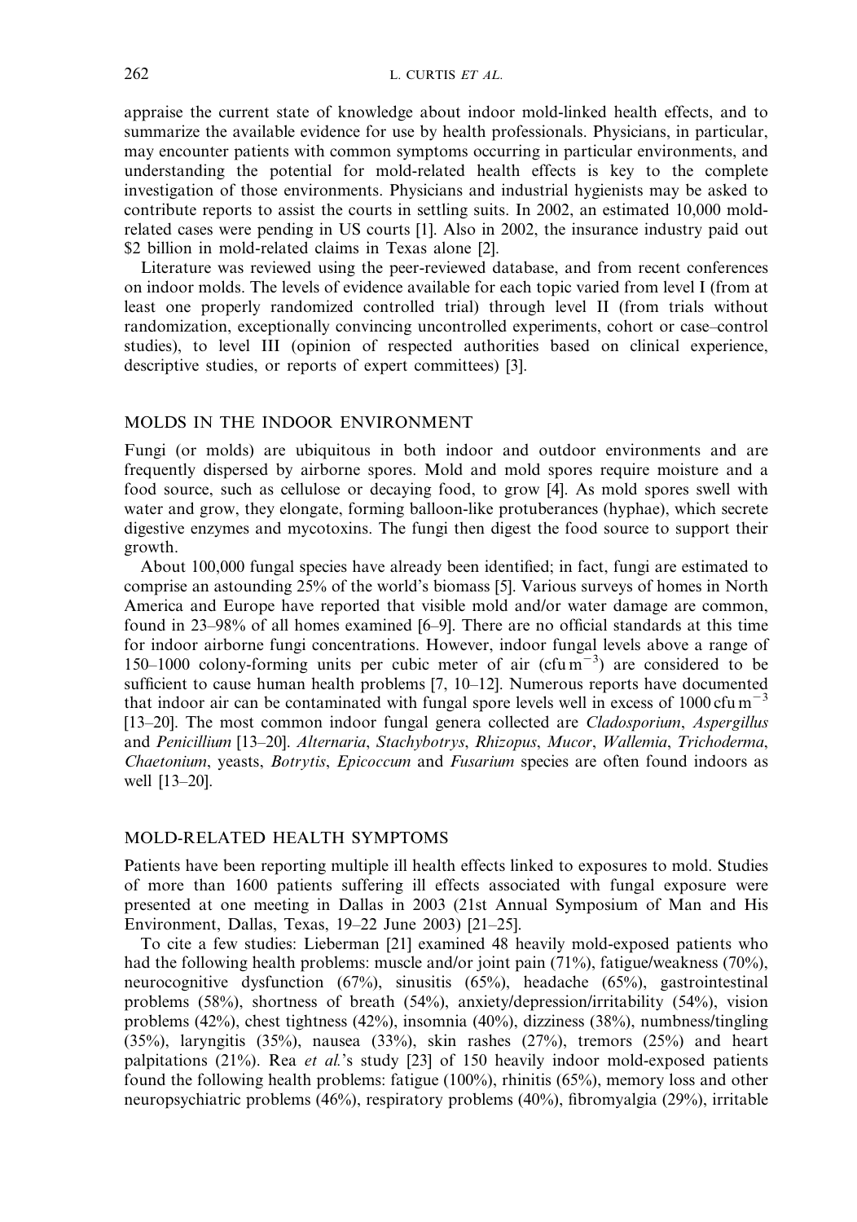appraise the current state of knowledge about indoor mold-linked health effects, and to summarize the available evidence for use by health professionals. Physicians, in particular, may encounter patients with common symptoms occurring in particular environments, and understanding the potential for mold-related health effects is key to the complete investigation of those environments. Physicians and industrial hygienists may be asked to contribute reports to assist the courts in settling suits. In 2002, an estimated 10,000 mold-related cases were pending in US courts [1]. Also in 2002, the insurance industry paid out \$2 billion in mold-related claims in Texas alone [2].

Literature was reviewed using the peer-reviewed database, and from recent conferences on indoor molds. The levels of evidence available for each topic varied from level I (from at least one properly randomized controlled trial) through level II (from trials without randomization, exceptionally convincing uncontrolled experiments, cohort or case–control studies), to level III (opinion of respected authorities based on clinical experience, descriptive studies, or reports of expert committees) [3].

## MOLDS IN THE INDOOR ENVIRONMENT

Fungi (or molds) are ubiquitous in both indoor and outdoor environments and are frequently dispersed by airborne spores. Mold and mold spores require moisture and a food source, such as cellulose or decaying food, to grow [4]. As mold spores swell with water and grow, they elongate, forming balloon-like protuberances (hyphae), which secrete digestive enzymes and mycotoxins. The fungi then digest the food source to support their growth.

About 100,000 fungal species have already been identified; in fact, fungi are estimated to comprise an astounding 25% of the world's biomass [5]. Various surveys of homes in North America and Europe have reported that visible mold and/or water damage are common, found in 23–98% of all homes examined [6–9]. There are no official standards at this time for indoor airborne fungi concentrations. However, indoor fungal levels above a range of 150–1000 colony-forming units per cubic meter of air (cfu $m^{-3}$) are considered to be sufficient to cause human health problems [7, 10–12]. Numerous reports have documented that indoor air can be contaminated with fungal spore levels well in excess of 1000 cfu $m^{-3}$ [13–20]. The most common indoor fungal genera collected are *Cladosporium*, *Aspergillus* and *Penicillium* [13–20]. *Alternaria*, *Stachybotrys*, *Rhizopus*, *Mucor*, *Wallemia*, *Trichoderma*, *Chaetonium*, yeasts, *Botrytis*, *Epicoccum* and *Fusarium* species are often found indoors as well [13–20].

## MOLD-RELATED HEALTH SYMPTOMS

Patients have been reporting multiple ill health effects linked to exposures to mold. Studies of more than 1600 patients suffering ill effects associated with fungal exposure were presented at one meeting in Dallas in 2003 (21st Annual Symposium of Man and His Environment, Dallas, Texas, 19–22 June 2003) [21–25].

To cite a few studies: Lieberman [21] examined 48 heavily mold-exposed patients who had the following health problems: muscle and/or joint pain (71%), fatigue/weakness (70%), neurocognitive dysfunction (67%), sinusitis (65%), headache (65%), gastrointestinal problems (58%), shortness of breath (54%), anxiety/depression/irritability (54%), vision problems (42%), chest tightness (42%), insomnia (40%), dizziness (38%), numbness/tingling (35%), laryngitis (35%), nausea (33%), skin rashes (27%), tremors (25%) and heart palpitations (21%). Rea *et al.*'s study [23] of 150 heavily indoor mold-exposed patients found the following health problems: fatigue (100%), rhinitis (65%), memory loss and other neuropsychiatric problems (46%), respiratory problems (40%), fibromyalgia (29%), irritable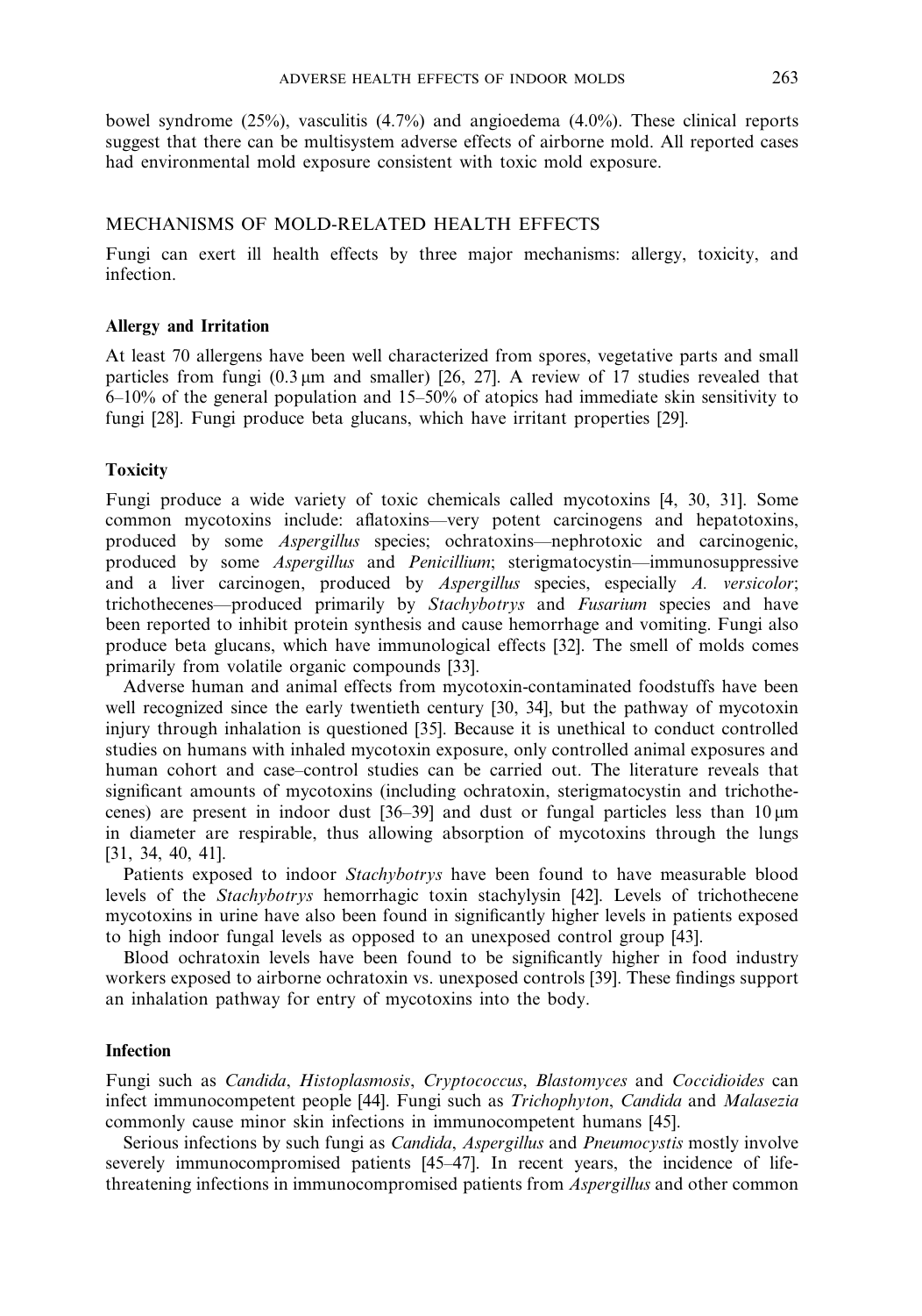bowel syndrome (25%), vasculitis (4.7%) and angioedema (4.0%). These clinical reports suggest that there can be multisystem adverse effects of airborne mold. All reported cases had environmental mold exposure consistent with toxic mold exposure.

## MECHANISMS OF MOLD-RELATED HEALTH EFFECTS

Fungi can exert ill health effects by three major mechanisms: allergy, toxicity, and infection.

### Allergy and Irritation

At least 70 allergens have been well characterized from spores, vegetative parts and small particles from fungi (0.3 μm and smaller) [26, 27]. A review of 17 studies revealed that 6–10% of the general population and 15–50% of atopics had immediate skin sensitivity to fungi [28]. Fungi produce beta glucans, which have irritant properties [29].

### Toxicity

Fungi produce a wide variety of toxic chemicals called mycotoxins [4, 30, 31]. Some common mycotoxins include: aflatoxins—very potent carcinogens and hepatotoxins, produced by some *Aspergillus* species; ochratoxins—nephrotoxic and carcinogenic, produced by some *Aspergillus* and *Penicillium*; sterigmatocystin—immunosuppressive and a liver carcinogen, produced by *Aspergillus* species, especially *A. versicolor*; trichothecenes—produced primarily by *Stachybotrys* and *Fusarium* species and have been reported to inhibit protein synthesis and cause hemorrhage and vomiting. Fungi also produce beta glucans, which have immunological effects [32]. The smell of molds comes primarily from volatile organic compounds [33].

Adverse human and animal effects from mycotoxin-contaminated foodstuffs have been well recognized since the early twentieth century [30, 34], but the pathway of mycotoxin injury through inhalation is questioned [35]. Because it is unethical to conduct controlled studies on humans with inhaled mycotoxin exposure, only controlled animal exposures and human cohort and case–control studies can be carried out. The literature reveals that significant amounts of mycotoxins (including ochratoxin, sterigmatocystin and trichothecenes) are present in indoor dust [36–39] and dust or fungal particles less than 10 μm in diameter are respirable, thus allowing absorption of mycotoxins through the lungs [31, 34, 40, 41].

Patients exposed to indoor *Stachybotrys* have been found to have measurable blood levels of the *Stachybotrys* hemorrhagic toxin stachylysin [42]. Levels of trichothecene mycotoxins in urine have also been found in significantly higher levels in patients exposed to high indoor fungal levels as opposed to an unexposed control group [43].

Blood ochratoxin levels have been found to be significantly higher in food industry workers exposed to airborne ochratoxin vs. unexposed controls [39]. These findings support an inhalation pathway for entry of mycotoxins into the body.

### Infection

Fungi such as *Candida*, *Histoplasmosis*, *Cryptococcus*, *Blastomyces* and *Coccidioides* can infect immunocompetent people [44]. Fungi such as *Trichophyton*, *Candida* and *Malasezia* commonly cause minor skin infections in immunocompetent humans [45].

Serious infections by such fungi as *Candida*, *Aspergillus* and *Pneumocystis* mostly involve severely immunocompromised patients [45–47]. In recent years, the incidence of life-threatening infections in immunocompromised patients from *Aspergillus* and other common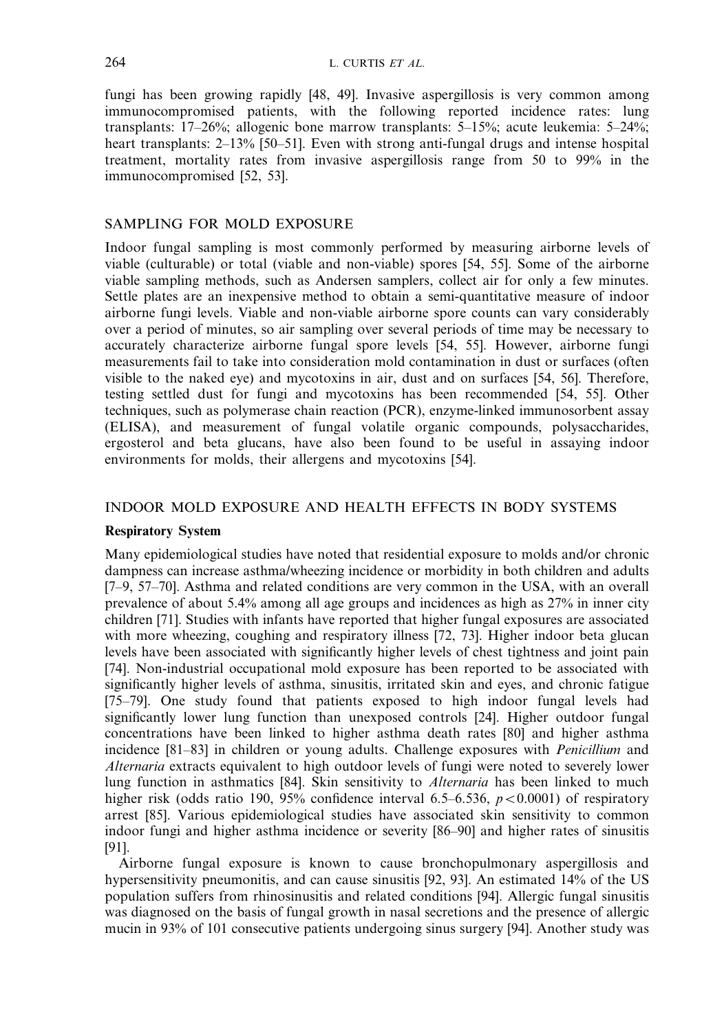fungi has been growing rapidly [48, 49]. Invasive aspergillosis is very common among immunocompromised patients, with the following reported incidence rates: lung transplants: 17–26%; allogenic bone marrow transplants: 5–15%; acute leukemia: 5–24%; heart transplants: 2–13% [50–51]. Even with strong anti-fungal drugs and intense hospital treatment, mortality rates from invasive aspergillosis range from 50 to 99% in the immunocompromised [52, 53].

## SAMPLING FOR MOLD EXPOSURE

Indoor fungal sampling is most commonly performed by measuring airborne levels of viable (culturable) or total (viable and non-viable) spores [54, 55]. Some of the airborne viable sampling methods, such as Andersen samplers, collect air for only a few minutes. Settle plates are an inexpensive method to obtain a semi-quantitative measure of indoor airborne fungi levels. Viable and non-viable airborne spore counts can vary considerably over a period of minutes, so air sampling over several periods of time may be necessary to accurately characterize airborne fungal spore levels [54, 55]. However, airborne fungi measurements fail to take into consideration mold contamination in dust or surfaces (often visible to the naked eye) and mycotoxins in air, dust and on surfaces [54, 56]. Therefore, testing settled dust for fungi and mycotoxins has been recommended [54, 55]. Other techniques, such as polymerase chain reaction (PCR), enzyme-linked immunosorbent assay (ELISA), and measurement of fungal volatile organic compounds, polysaccharides, ergosterol and beta glucans, have also been found to be useful in assaying indoor environments for molds, their allergens and mycotoxins [54].

## INDOOR MOLD EXPOSURE AND HEALTH EFFECTS IN BODY SYSTEMS

### Respiratory System

Many epidemiological studies have noted that residential exposure to molds and/or chronic dampness can increase asthma/wheezing incidence or morbidity in both children and adults [7–9, 57–70]. Asthma and related conditions are very common in the USA, with an overall prevalence of about 5.4% among all age groups and incidences as high as 27% in inner city children [71]. Studies with infants have reported that higher fungal exposures are associated with more wheezing, coughing and respiratory illness [72, 73]. Higher indoor beta glucan levels have been associated with significantly higher levels of chest tightness and joint pain [74]. Non-industrial occupational mold exposure has been reported to be associated with significantly higher levels of asthma, sinusitis, irritated skin and eyes, and chronic fatigue [75–79]. One study found that patients exposed to high indoor fungal levels had significantly lower lung function than unexposed controls [24]. Higher outdoor fungal concentrations have been linked to higher asthma death rates [80] and higher asthma incidence [81–83] in children or young adults. Challenge exposures with *Penicillium* and *Alternaria* extracts equivalent to high outdoor levels of fungi were noted to severely lower lung function in asthmatics [84]. Skin sensitivity to *Alternaria* has been linked to much higher risk (odds ratio 190, 95% confidence interval 6.5–6.536, $p < 0.0001$) of respiratory arrest [85]. Various epidemiological studies have associated skin sensitivity to common indoor fungi and higher asthma incidence or severity [86–90] and higher rates of sinusitis [91].

Airborne fungal exposure is known to cause bronchopulmonary aspergillosis and hypersensitivity pneumonitis, and can cause sinusitis [92, 93]. An estimated 14% of the US population suffers from rhinosinusitis and related conditions [94]. Allergic fungal sinusitis was diagnosed on the basis of fungal growth in nasal secretions and the presence of allergic mucin in 93% of 101 consecutive patients undergoing sinus surgery [94]. Another study was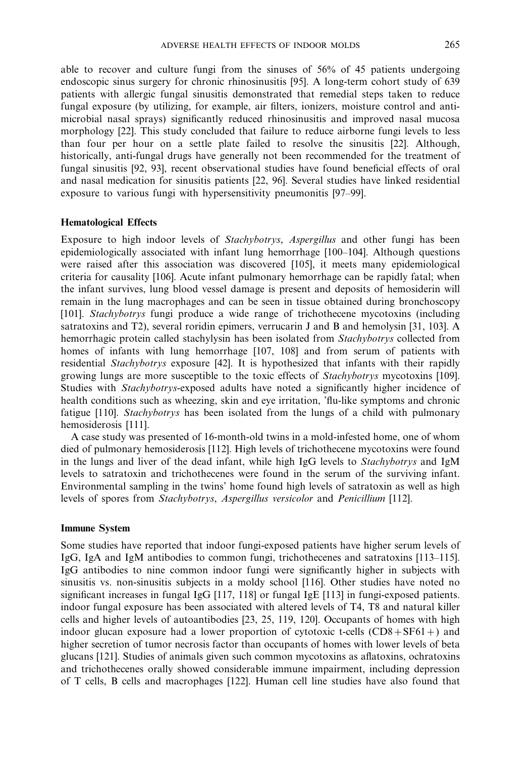able to recover and culture fungi from the sinuses of 56% of 45 patients undergoing endoscopic sinus surgery for chronic rhinosinusitis [95]. A long-term cohort study of 639 patients with allergic fungal sinusitis demonstrated that remedial steps taken to reduce fungal exposure (by utilizing, for example, air filters, ionizers, moisture control and antimicrobial nasal sprays) significantly reduced rhinosinusitis and improved nasal mucosa morphology [22]. This study concluded that failure to reduce airborne fungi levels to less than four per hour on a settle plate failed to resolve the sinusitis [22]. Although, historically, anti-fungal drugs have generally not been recommended for the treatment of fungal sinusitis [92, 93], recent observational studies have found beneficial effects of oral and nasal medication for sinusitis patients [22, 96]. Several studies have linked residential exposure to various fungi with hypersensitivity pneumonitis [97–99].

### Hematological Effects

Exposure to high indoor levels of *Stachybotrys*, *Aspergillus* and other fungi has been epidemiologically associated with infant lung hemorrhage [100–104]. Although questions were raised after this association was discovered [105], it meets many epidemiological criteria for causality [106]. Acute infant pulmonary hemorrhage can be rapidly fatal; when the infant survives, lung blood vessel damage is present and deposits of hemosiderin will remain in the lung macrophages and can be seen in tissue obtained during bronchoscopy [101]. *Stachybotrys* fungi produce a wide range of trichothecene mycotoxins (including satratoxins and T2), several roridin epimers, verrucarin J and B and hemolysin [31, 103]. A hemorrhagic protein called stachylysin has been isolated from *Stachybotrys* collected from homes of infants with lung hemorrhage [107, 108] and from serum of patients with residential *Stachybotrys* exposure [42]. It is hypothesized that infants with their rapidly growing lungs are more susceptible to the toxic effects of *Stachybotrys* mycotoxins [109]. Studies with *Stachybotrys*-exposed adults have noted a significantly higher incidence of health conditions such as wheezing, skin and eye irritation, 'flu-like symptoms and chronic fatigue [110]. *Stachybotrys* has been isolated from the lungs of a child with pulmonary hemosiderosis [111].

A case study was presented of 16-month-old twins in a mold-infested home, one of whom died of pulmonary hemosiderosis [112]. High levels of trichothecene mycotoxins were found in the lungs and liver of the dead infant, while high IgG levels to *Stachybotrys* and IgM levels to satratoxin and trichothecenes were found in the serum of the surviving infant. Environmental sampling in the twins' home found high levels of satratoxin as well as high levels of spores from *Stachybotrys*, *Aspergillus versicolor* and *Penicillium* [112].

### Immune System

Some studies have reported that indoor fungi-exposed patients have higher serum levels of IgG, IgA and IgM antibodies to common fungi, trichothecenes and satratoxins [113–115]. IgG antibodies to nine common indoor fungi were significantly higher in subjects with sinusitis vs. non-sinusitis subjects in a moldy school [116]. Other studies have noted no significant increases in fungal IgG [117, 118] or fungal IgE [113] in fungi-exposed patients. indoor fungal exposure has been associated with altered levels of T4, T8 and natural killer cells and higher levels of autoantibodies [23, 25, 119, 120]. Occupants of homes with high indoor glucan exposure had a lower proportion of cytotoxic t-cells (CD8+SF61+) and higher secretion of tumor necrosis factor than occupants of homes with lower levels of beta glucans [121]. Studies of animals given such common mycotoxins as aflatoxins, ochratoxins and trichothecenes orally showed considerable immune impairment, including depression of T cells, B cells and macrophages [122]. Human cell line studies have also found that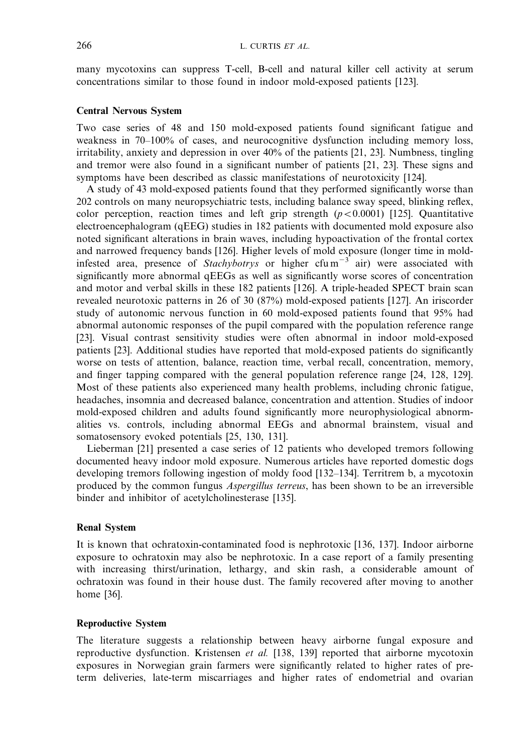many mycotoxins can suppress T-cell, B-cell and natural killer cell activity at serum concentrations similar to those found in indoor mold-exposed patients [123].

### Central Nervous System

Two case series of 48 and 150 mold-exposed patients found significant fatigue and weakness in 70–100% of cases, and neurocognitive dysfunction including memory loss, irritability, anxiety and depression in over 40% of the patients [21, 23]. Numbness, tingling and tremor were also found in a significant number of patients [21, 23]. These signs and symptoms have been described as classic manifestations of neurotoxicity [124].

A study of 43 mold-exposed patients found that they performed significantly worse than 202 controls on many neuropsychiatric tests, including balance sway speed, blinking reflex, color perception, reaction times and left grip strength ($p < 0.0001$) [125]. Quantitative electroencephalogram (qEEG) studies in 182 patients with documented mold exposure also noted significant alterations in brain waves, including hypoactivation of the frontal cortex and narrowed frequency bands [126]. Higher levels of mold exposure (longer time in mold-infested area, presence of *Stachybotrys* or higher cfu $m^{-3}$ air) were associated with significantly more abnormal qEEGs as well as significantly worse scores of concentration and motor and verbal skills in these 182 patients [126]. A triple-headed SPECT brain scan revealed neurotoxic patterns in 26 of 30 (87%) mold-exposed patients [127]. An iriscorder study of autonomic nervous function in 60 mold-exposed patients found that 95% had abnormal autonomic responses of the pupil compared with the population reference range [23]. Visual contrast sensitivity studies were often abnormal in indoor mold-exposed patients [23]. Additional studies have reported that mold-exposed patients do significantly worse on tests of attention, balance, reaction time, verbal recall, concentration, memory, and finger tapping compared with the general population reference range [24, 128, 129]. Most of these patients also experienced many health problems, including chronic fatigue, headaches, insomnia and decreased balance, concentration and attention. Studies of indoor mold-exposed children and adults found significantly more neurophysiological abnormalities vs. controls, including abnormal EEGs and abnormal brainstem, visual and somatosensory evoked potentials [25, 130, 131].

Lieberman [21] presented a case series of 12 patients who developed tremors following documented heavy indoor mold exposure. Numerous articles have reported domestic dogs developing tremors following ingestion of moldy food [132–134]. Territrem b, a mycotoxin produced by the common fungus *Aspergillus terreus*, has been shown to be an irreversible binder and inhibitor of acetylcholinesterase [135].

### Renal System

It is known that ochratoxin-contaminated food is nephrotoxic [136, 137]. Indoor airborne exposure to ochratoxin may also be nephrotoxic. In a case report of a family presenting with increasing thirst/urination, lethargy, and skin rash, a considerable amount of ochratoxin was found in their house dust. The family recovered after moving to another home [36].

### Reproductive System

The literature suggests a relationship between heavy airborne fungal exposure and reproductive dysfunction. Kristensen *et al.* [138, 139] reported that airborne mycotoxin exposures in Norwegian grain farmers were significantly related to higher rates of pre-term deliveries, late-term miscarriages and higher rates of endometrial and ovarian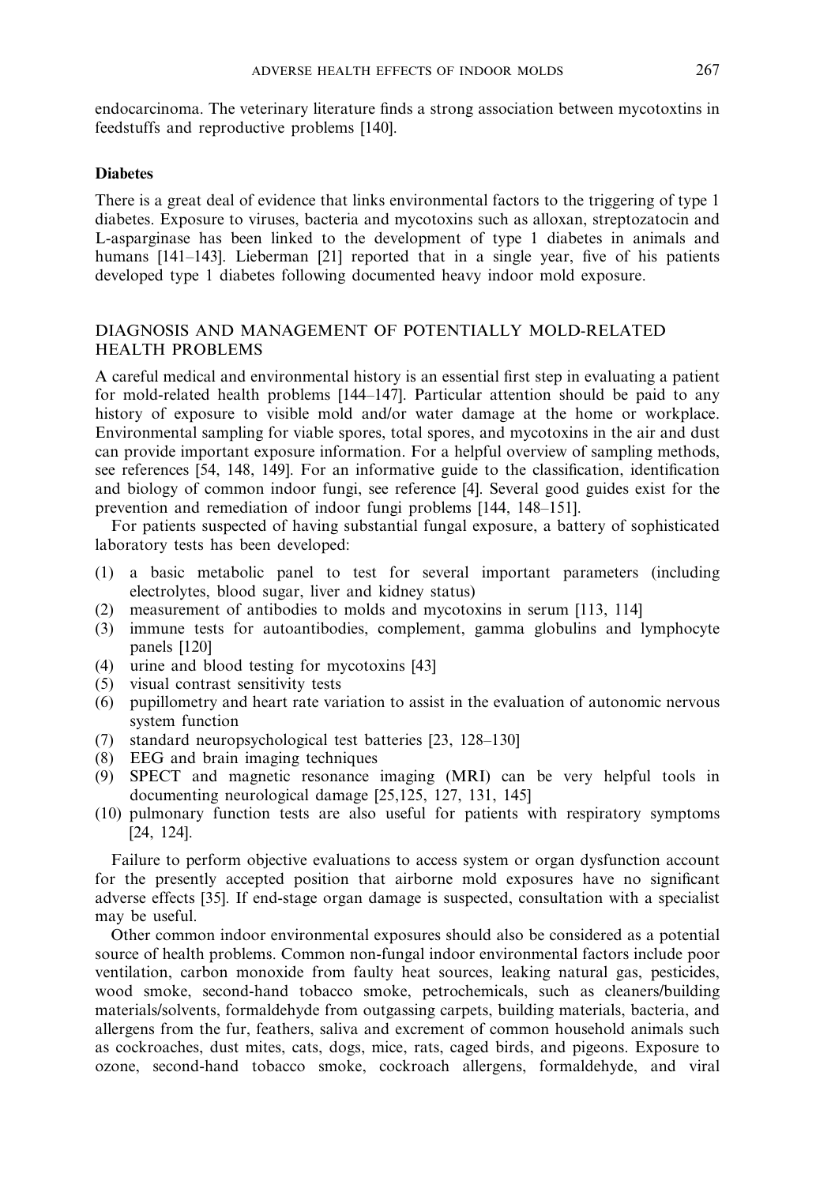endocarcinoma. The veterinary literature finds a strong association between mycotoxtins in feedstuffs and reproductive problems [140].

### Diabetes

There is a great deal of evidence that links environmental factors to the triggering of type 1 diabetes. Exposure to viruses, bacteria and mycotoxins such as alloxan, streptozatocin and L-asparginase has been linked to the development of type 1 diabetes in animals and humans [141–143]. Lieberman [21] reported that in a single year, five of his patients developed type 1 diabetes following documented heavy indoor mold exposure.

## DIAGNOSIS AND MANAGEMENT OF POTENTIALLY MOLD-RELATED HEALTH PROBLEMS

A careful medical and environmental history is an essential first step in evaluating a patient for mold-related health problems [144–147]. Particular attention should be paid to any history of exposure to visible mold and/or water damage at the home or workplace. Environmental sampling for viable spores, total spores, and mycotoxins in the air and dust can provide important exposure information. For a helpful overview of sampling methods, see references [54, 148, 149]. For an informative guide to the classification, identification and biology of common indoor fungi, see reference [4]. Several good guides exist for the prevention and remediation of indoor fungi problems [144, 148–151].

For patients suspected of having substantial fungal exposure, a battery of sophisticated laboratory tests has been developed:

(1) a basic metabolic panel to test for several important parameters (including electrolytes, blood sugar, liver and kidney status)
(2) measurement of antibodies to molds and mycotoxins in serum [113, 114]
(3) immune tests for autoantibodies, complement, gamma globulins and lymphocyte panels [120]
(4) urine and blood testing for mycotoxins [43]
(5) visual contrast sensitivity tests
(6) pupillometry and heart rate variation to assist in the evaluation of autonomic nervous system function
(7) standard neuropsychological test batteries [23, 128–130]
(8) EEG and brain imaging techniques
(9) SPECT and magnetic resonance imaging (MRI) can be very helpful tools in documenting neurological damage [25,125, 127, 131, 145]
(10) pulmonary function tests are also useful for patients with respiratory symptoms [24, 124].

Failure to perform objective evaluations to access system or organ dysfunction account for the presently accepted position that airborne mold exposures have no significant adverse effects [35]. If end-stage organ damage is suspected, consultation with a specialist may be useful.

Other common indoor environmental exposures should also be considered as a potential source of health problems. Common non-fungal indoor environmental factors include poor ventilation, carbon monoxide from faulty heat sources, leaking natural gas, pesticides, wood smoke, second-hand tobacco smoke, petrochemicals, such as cleaners/building materials/solvents, formaldehyde from outgassing carpets, building materials, bacteria, and allergens from the fur, feathers, saliva and excrement of common household animals such as cockroaches, dust mites, cats, dogs, mice, rats, caged birds, and pigeons. Exposure to ozone, second-hand tobacco smoke, cockroach allergens, formaldehyde, and viral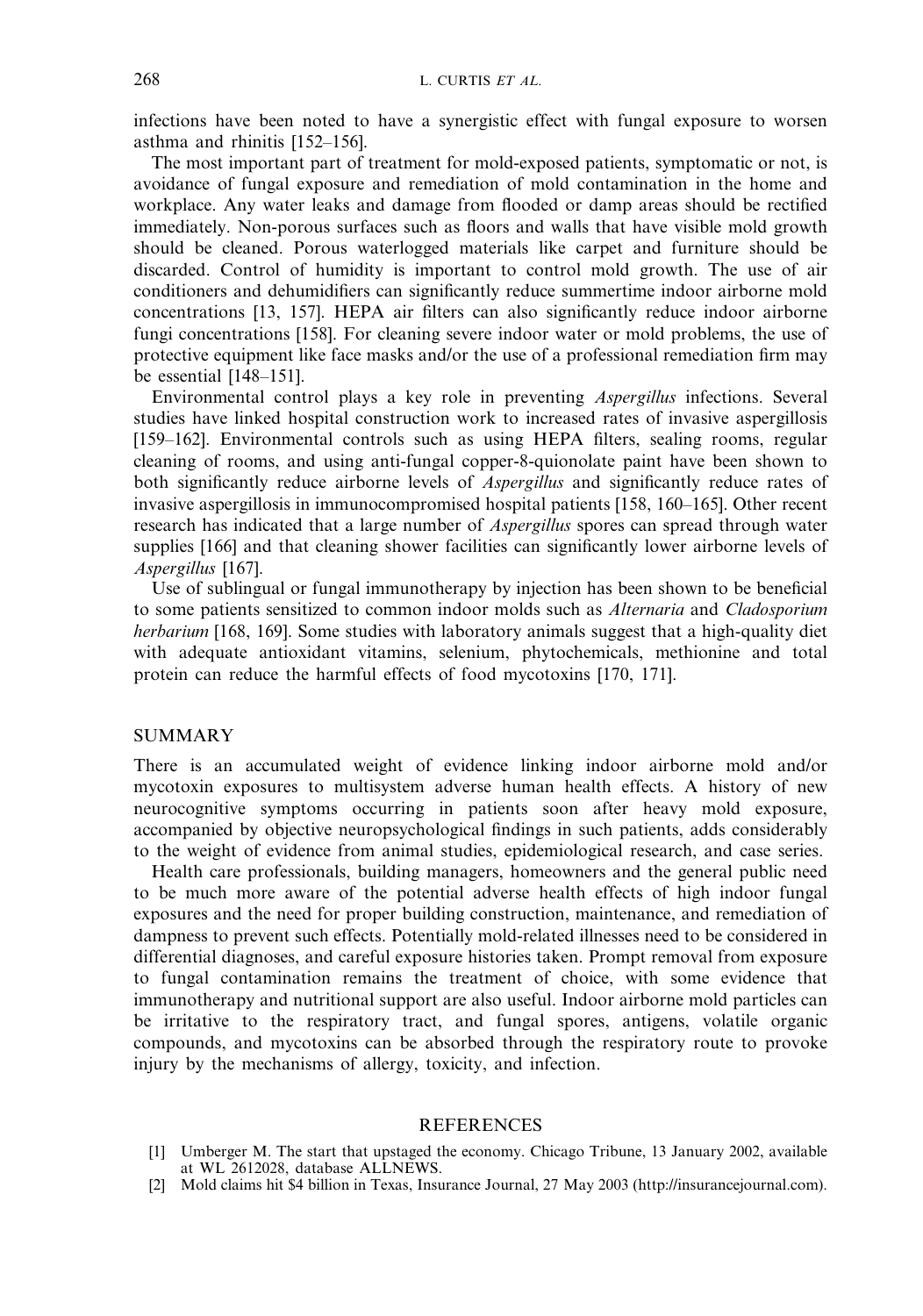infections have been noted to have a synergistic effect with fungal exposure to worsen asthma and rhinitis [152–156].

The most important part of treatment for mold-exposed patients, symptomatic or not, is avoidance of fungal exposure and remediation of mold contamination in the home and workplace. Any water leaks and damage from flooded or damp areas should be rectified immediately. Non-porous surfaces such as floors and walls that have visible mold growth should be cleaned. Porous waterlogged materials like carpet and furniture should be discarded. Control of humidity is important to control mold growth. The use of air conditioners and dehumidifiers can significantly reduce summertime indoor airborne mold concentrations [13, 157]. HEPA air filters can also significantly reduce indoor airborne fungi concentrations [158]. For cleaning severe indoor water or mold problems, the use of protective equipment like face masks and/or the use of a professional remediation firm may be essential [148–151].

Environmental control plays a key role in preventing *Aspergillus* infections. Several studies have linked hospital construction work to increased rates of invasive aspergillosis [159–162]. Environmental controls such as using HEPA filters, sealing rooms, regular cleaning of rooms, and using anti-fungal copper-8-quionolate paint have been shown to both significantly reduce airborne levels of *Aspergillus* and significantly reduce rates of invasive aspergillosis in immunocompromised hospital patients [158, 160–165]. Other recent research has indicated that a large number of *Aspergillus* spores can spread through water supplies [166] and that cleaning shower facilities can significantly lower airborne levels of *Aspergillus* [167].

Use of sublingual or fungal immunotherapy by injection has been shown to be beneficial to some patients sensitized to common indoor molds such as *Alternaria* and *Cladosporium herbarium* [168, 169]. Some studies with laboratory animals suggest that a high-quality diet with adequate antioxidant vitamins, selenium, phytochemicals, methionine and total protein can reduce the harmful effects of food mycotoxins [170, 171].

## SUMMARY

There is an accumulated weight of evidence linking indoor airborne mold and/or mycotoxin exposures to multisystem adverse human health effects. A history of new neurocognitive symptoms occurring in patients soon after heavy mold exposure, accompanied by objective neuropsychological findings in such patients, adds considerably to the weight of evidence from animal studies, epidemiological research, and case series.

Health care professionals, building managers, homeowners and the general public need to be much more aware of the potential adverse health effects of high indoor fungal exposures and the need for proper building construction, maintenance, and remediation of dampness to prevent such effects. Potentially mold-related illnesses need to be considered in differential diagnoses, and careful exposure histories taken. Prompt removal from exposure to fungal contamination remains the treatment of choice, with some evidence that immunotherapy and nutritional support are also useful. Indoor airborne mold particles can be irritative to the respiratory tract, and fungal spores, antigens, volatile organic compounds, and mycotoxins can be absorbed through the respiratory route to provoke injury by the mechanisms of allergy, toxicity, and infection.

## REFERENCES

[1] Umberger M. The start that upstaged the economy. Chicago Tribune, 13 January 2002, available at WL 2612028, database ALLNEWS.

[2] Mold claims hit $4 billion in Texas, Insurance Journal, 27 May 2003 (http://insurancejournal.com).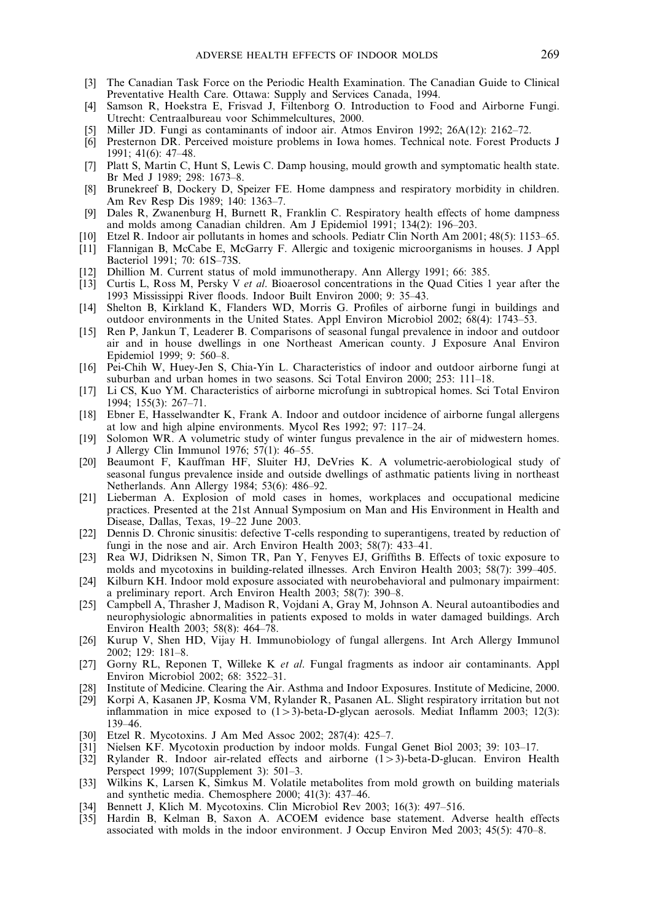[3] The Canadian Task Force on the Periodic Health Examination. The Canadian Guide to Clinical Preventative Health Care. Ottawa: Supply and Services Canada, 1994.

[4] Samson R, Hoekstra E, Frisvad J, Filtenborg O. Introduction to Food and Airborne Fungi. Utrecht: Centraalbureau voor Schimmelcultures, 2000.

[5] Miller JD. Fungi as contaminants of indoor air. Atmos Environ 1992; 26A(12): 2162–72.

[6] Presternon DR. Perceived moisture problems in Iowa homes. Technical note. Forest Products J 1991; 41(6): 47–48.

[7] Platt S, Martin C, Hunt S, Lewis C. Damp housing, mould growth and symptomatic health state. Br Med J 1989; 298: 1673–8.

[8] Brunekreef B, Dockery D, Speizer FE. Home dampness and respiratory morbidity in children. Am Rev Resp Dis 1989; 140: 1363–7.

[9] Dales R, Zwanenburg H, Burnett R, Franklin C. Respiratory health effects of home dampness and molds among Canadian children. Am J Epidemiol 1991; 134(2): 196–203.

[10] Etzel R. Indoor air pollutants in homes and schools. Pediatr Clin North Am 2001; 48(5): 1153–65.

[11] Flannigan B, McCabe E, McGarry F. Allergic and toxigenic microorganisms in houses. J Appl Bacteriol 1991; 70: 61S–73S.

[12] Dhillion M. Current status of mold immunotherapy. Ann Allergy 1991; 66: 385.

[13] Curtis L, Ross M, Persky V *et al*. Bioaerosol concentrations in the Quad Cities 1 year after the 1993 Mississippi River floods. Indoor Built Environ 2000; 9: 35–43.

[14] Shelton B, Kirkland K, Flanders WD, Morris G. Profiles of airborne fungi in buildings and outdoor environments in the United States. Appl Environ Microbiol 2002; 68(4): 1743–53.

[15] Ren P, Jankun T, Leaderer B. Comparisons of seasonal fungal prevalence in indoor and outdoor air and in house dwellings in one Northeast American county. J Exposure Anal Environ Epidemiol 1999; 9: 560–8.

[16] Pei-Chih W, Huey-Jen S, Chia-Yin L. Characteristics of indoor and outdoor airborne fungi at suburban and urban homes in two seasons. Sci Total Environ 2000; 253: 111–18.

[17] Li CS, Kuo YM. Characteristics of airborne microfungi in subtropical homes. Sci Total Environ 1994; 155(3): 267–71.

[18] Ebner E, Hasselwandter K, Frank A. Indoor and outdoor incidence of airborne fungal allergens at low and high alpine environments. Mycol Res 1992; 97: 117–24.

[19] Solomon WR. A volumetric study of winter fungus prevalence in the air of midwestern homes. J Allergy Clin Immunol 1976; 57(1): 46–55.

[20] Beaumont F, Kauffman HF, Sluiter HJ, DeVries K. A volumetric-aerobiological study of seasonal fungus prevalence inside and outside dwellings of asthmatic patients living in northeast Netherlands. Ann Allergy 1984; 53(6): 486–92.

[21] Lieberman A. Explosion of mold cases in homes, workplaces and occupational medicine practices. Presented at the 21st Annual Symposium on Man and His Environment in Health and Disease, Dallas, Texas, 19–22 June 2003.

[22] Dennis D. Chronic sinusitis: defective T-cells responding to superantigens, treated by reduction of fungi in the nose and air. Arch Environ Health 2003; 58(7): 433–41.

[23] Rea WJ, Didriksen N, Simon TR, Pan Y, Fenyves EJ, Griffiths B. Effects of toxic exposure to molds and mycotoxins in building-related illnesses. Arch Environ Health 2003; 58(7): 399–405.

[24] Kilburn KH. Indoor mold exposure associated with neurobehavioral and pulmonary impairment: a preliminary report. Arch Environ Health 2003; 58(7): 390–8.

[25] Campbell A, Thrasher J, Madison R, Vojdani A, Gray M, Johnson A. Neural autoantibodies and neurophysiologic abnormalities in patients exposed to molds in water damaged buildings. Arch Environ Health 2003; 58(8): 464–78.

[26] Kurup V, Shen HD, Vijay H. Immunobiology of fungal allergens. Int Arch Allergy Immunol 2002; 129: 181–8.

[27] Gorny RL, Reponen T, Willeke K *et al*. Fungal fragments as indoor air contaminants. Appl Environ Microbiol 2002; 68: 3522–31.

[28] Institute of Medicine. Clearing the Air. Asthma and Indoor Exposures. Institute of Medicine, 2000.

[29] Korpi A, Kasanen JP, Kosma VM, Rylander R, Pasanen AL. Slight respiratory irritation but not inflammation in mice exposed to (1 > 3)-beta-D-glycan aerosols. Mediat Inflamm 2003; 12(3): 139–46.

[30] Etzel R. Mycotoxins. J Am Med Assoc 2002; 287(4): 425–7.

[31] Nielsen KF. Mycotoxin production by indoor molds. Fungal Genet Biol 2003; 39: 103–17.

[32] Rylander R. Indoor air-related effects and airborne (1 > 3)-beta-D-glucan. Environ Health Perspect 1999; 107(Supplement 3): 501–3.

[33] Wilkins K, Larsen K, Simkus M. Volatile metabolites from mold growth on building materials and synthetic media. Chemosphere 2000; 41(3): 437–46.

[34] Bennett J, Klich M. Mycotoxins. Clin Microbiol Rev 2003; 16(3): 497–516.

[35] Hardin B, Kelman B, Saxon A. ACOEM evidence base statement. Adverse health effects associated with molds in the indoor environment. J Occup Environ Med 2003; 45(5): 470–8.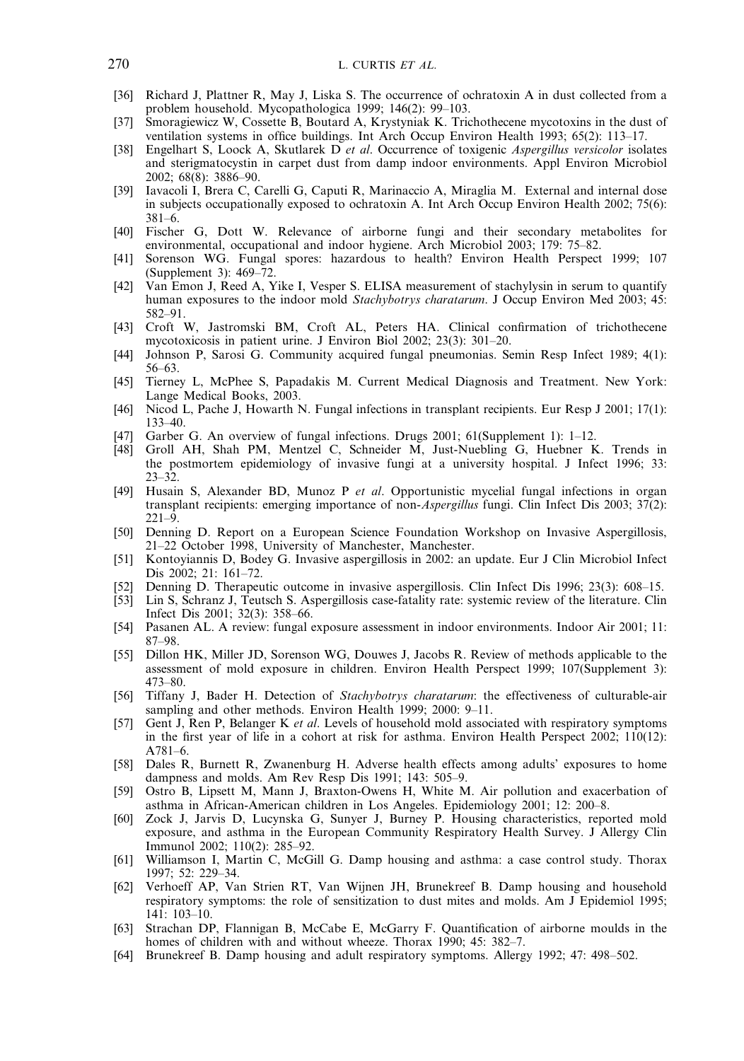[36] Richard J, Plattner R, May J, Liska S. The occurrence of ochratoxin A in dust collected from a problem household. Mycopathologica 1999; 146(2): 99–103.

[37] Smoragiewicz W, Cossette B, Boutard A, Krystyniak K. Trichothecene mycotoxins in the dust of ventilation systems in office buildings. Int Arch Occup Environ Health 1993; 65(2): 113–17.

[38] Engelhart S, Loock A, Skutlarek D *et al*. Occurrence of toxigenic *Aspergillus versicolor* isolates and sterigmatocystin in carpet dust from damp indoor environments. Appl Environ Microbiol 2002; 68(8): 3886–90.

[39] Iavacoli I, Brera C, Carelli G, Caputi R, Marinaccio A, Miraglia M. External and internal dose in subjects occupationally exposed to ochratoxin A. Int Arch Occup Environ Health 2002; 75(6): 381–6.

[40] Fischer G, Dott W. Relevance of airborne fungi and their secondary metabolites for environmental, occupational and indoor hygiene. Arch Microbiol 2003; 179: 75–82.

[41] Sorenson WG. Fungal spores: hazardous to health? Environ Health Perspect 1999; 107 (Supplement 3): 469–72.

[42] Van Emon J, Reed A, Yike I, Vesper S. ELISA measurement of stachylysin in serum to quantify human exposures to the indoor mold *Stachybotrys charatarum*. J Occup Environ Med 2003; 45: 582–91.

[43] Croft W, Jastromski BM, Croft AL, Peters HA. Clinical confirmation of trichothecene mycotoxicosis in patient urine. J Environ Biol 2002; 23(3): 301–20.

[44] Johnson P, Sarosi G. Community acquired fungal pneumonias. Semin Resp Infect 1989; 4(1): 56–63.

[45] Tierney L, McPhee S, Papadakis M. Current Medical Diagnosis and Treatment. New York: Lange Medical Books, 2003.

[46] Nicod L, Pache J, Howarth N. Fungal infections in transplant recipients. Eur Resp J 2001; 17(1): 133–40.

[47] Garber G. An overview of fungal infections. Drugs 2001; 61(Supplement 1): 1–12.

[48] Groll AH, Shah PM, Mentzel C, Schneider M, Just-Nuebling G, Huebner K. Trends in the postmortem epidemiology of invasive fungi at a university hospital. J Infect 1996; 33: 23–32.

[49] Husain S, Alexander BD, Munoz P *et al*. Opportunistic mycelial fungal infections in organ transplant recipients: emerging importance of non-*Aspergillus* fungi. Clin Infect Dis 2003; 37(2): 221–9.

[50] Denning D. Report on a European Science Foundation Workshop on Invasive Aspergillosis, 21–22 October 1998, University of Manchester, Manchester.

[51] Kontoyiannis D, Bodey G. Invasive aspergillosis in 2002: an update. Eur J Clin Microbiol Infect Dis 2002; 21: 161–72.

[52] Denning D. Therapeutic outcome in invasive aspergillosis. Clin Infect Dis 1996; 23(3): 608–15.

[53] Lin S, Schranz J, Teutsch S. Aspergillosis case-fatality rate: systemic review of the literature. Clin Infect Dis 2001; 32(3): 358–66.

[54] Pasanen AL. A review: fungal exposure assessment in indoor environments. Indoor Air 2001; 11: 87–98.

[55] Dillon HK, Miller JD, Sorenson WG, Douwes J, Jacobs R. Review of methods applicable to the assessment of mold exposure in children. Environ Health Perspect 1999; 107(Supplement 3): 473–80.

[56] Tiffany J, Bader H. Detection of *Stachybotrys charatarum*: the effectiveness of culturable-air sampling and other methods. Environ Health 1999; 2000: 9–11.

[57] Gent J, Ren P, Belanger K *et al*. Levels of household mold associated with respiratory symptoms in the first year of life in a cohort at risk for asthma. Environ Health Perspect 2002; 110(12): A781–6.

[58] Dales R, Burnett R, Zwanenburg H. Adverse health effects among adults' exposures to home dampness and molds. Am Rev Resp Dis 1991; 143: 505–9.

[59] Ostro B, Lipsett M, Mann J, Braxton-Owens H, White M. Air pollution and exacerbation of asthma in African-American children in Los Angeles. Epidemiology 2001; 12: 200–8.

[60] Zock J, Jarvis D, Lucynska G, Sunyer J, Burney P. Housing characteristics, reported mold exposure, and asthma in the European Community Respiratory Health Survey. J Allergy Clin Immunol 2002; 110(2): 285–92.

[61] Williamson I, Martin C, McGill G. Damp housing and asthma: a case control study. Thorax 1997; 52: 229–34.

[62] Verhoeff AP, Van Strien RT, Van Wijnen JH, Brunekreef B. Damp housing and household respiratory symptoms: the role of sensitization to dust mites and molds. Am J Epidemiol 1995; 141: 103–10.

[63] Strachan DP, Flannigan B, McCabe E, McGarry F. Quantification of airborne moulds in the homes of children with and without wheeze. Thorax 1990; 45: 382–7.

[64] Brunekreef B. Damp housing and adult respiratory symptoms. Allergy 1992; 47: 498–502.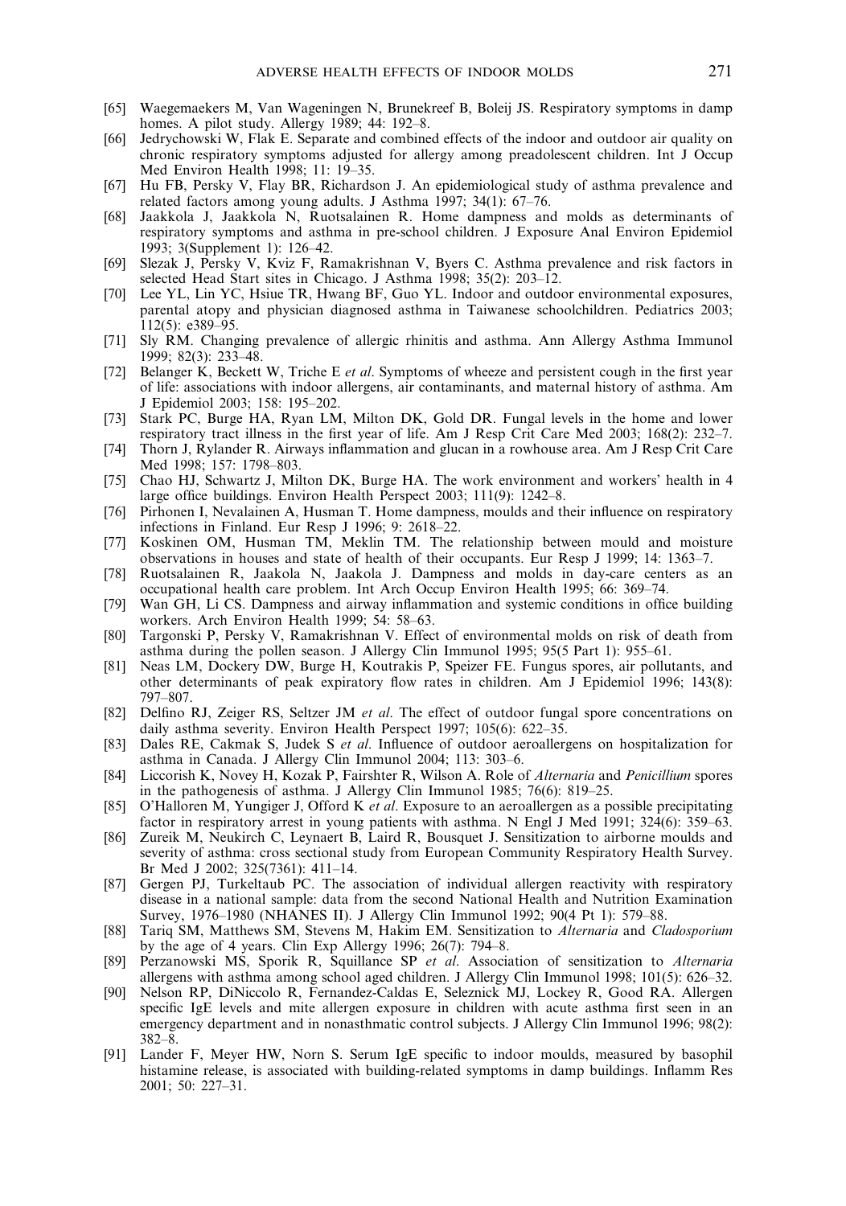[65] Waegemaekers M, Van Wageningen N, Brunekreef B, Boleij JS. Respiratory symptoms in damp homes. A pilot study. Allergy 1989; 44: 192–8.

[66] Jedrychowski W, Flak E. Separate and combined effects of the indoor and outdoor air quality on chronic respiratory symptoms adjusted for allergy among preadolescent children. Int J Occup Med Environ Health 1998; 11: 19–35.

[67] Hu FB, Persky V, Flay BR, Richardson J. An epidemiological study of asthma prevalence and related factors among young adults. J Asthma 1997; 34(1): 67–76.

[68] Jaakkola J, Jaakkola N, Ruotsalainen R. Home dampness and molds as determinants of respiratory symptoms and asthma in pre-school children. J Exposure Anal Environ Epidemiol 1993; 3(Supplement 1): 126–42.

[69] Slezak J, Persky V, Kviz F, Ramakrishnan V, Byers C. Asthma prevalence and risk factors in selected Head Start sites in Chicago. J Asthma 1998; 35(2): 203–12.

[70] Lee YL, Lin YC, Hsiue TR, Hwang BF, Guo YL. Indoor and outdoor environmental exposures, parental atopy and physician diagnosed asthma in Taiwanese schoolchildren. Pediatrics 2003; 112(5): e389–95.

[71] Sly RM. Changing prevalence of allergic rhinitis and asthma. Ann Allergy Asthma Immunol 1999; 82(3): 233–48.

[72] Belanger K, Beckett W, Triche E *et al*. Symptoms of wheeze and persistent cough in the first year of life: associations with indoor allergens, air contaminants, and maternal history of asthma. Am J Epidemiol 2003; 158: 195–202.

[73] Stark PC, Burge HA, Ryan LM, Milton DK, Gold DR. Fungal levels in the home and lower respiratory tract illness in the first year of life. Am J Resp Crit Care Med 2003; 168(2): 232–7.

[74] Thorn J, Rylander R. Airways inflammation and glucan in a rowhouse area. Am J Resp Crit Care Med 1998; 157: 1798–803.

[75] Chao HJ, Schwartz J, Milton DK, Burge HA. The work environment and workers' health in 4 large office buildings. Environ Health Perspect 2003; 111(9): 1242–8.

[76] Pirhonen I, Nevalainen A, Husman T. Home dampness, moulds and their influence on respiratory infections in Finland. Eur Resp J 1996; 9: 2618–22.

[77] Koskinen OM, Husman TM, Meklin TM. The relationship between mould and moisture observations in houses and state of health of their occupants. Eur Resp J 1999; 14: 1363–7.

[78] Ruotsalainen R, Jaakola N, Jaakola J. Dampness and molds in day-care centers as an occupational health care problem. Int Arch Occup Environ Health 1995; 66: 369–74.

[79] Wan GH, Li CS. Dampness and airway inflammation and systemic conditions in office building workers. Arch Environ Health 1999; 54: 58–63.

[80] Targonski P, Persky V, Ramakrishnan V. Effect of environmental molds on risk of death from asthma during the pollen season. J Allergy Clin Immunol 1995; 95(5 Part 1): 955–61.

[81] Neas LM, Dockery DW, Burge H, Koutrakis P, Speizer FE. Fungus spores, air pollutants, and other determinants of peak expiratory flow rates in children. Am J Epidemiol 1996; 143(8): 797–807.

[82] Delfino RJ, Zeiger RS, Seltzer JM *et al*. The effect of outdoor fungal spore concentrations on daily asthma severity. Environ Health Perspect 1997; 105(6): 622–35.

[83] Dales RE, Cakmak S, Judek S *et al*. Influence of outdoor aeroallergens on hospitalization for asthma in Canada. J Allergy Clin Immunol 2004; 113: 303–6.

[84] Liccorish K, Novey H, Kozak P, Fairshter R, Wilson A. Role of *Alternaria* and *Penicillium* spores in the pathogenesis of asthma. J Allergy Clin Immunol 1985; 76(6): 819–25.

[85] O'Halloren M, Yungiger J, Offord K *et al*. Exposure to an aeroallergen as a possible precipitating factor in respiratory arrest in young patients with asthma. N Engl J Med 1991; 324(6): 359–63.

[86] Zureik M, Neukirch C, Leynaert B, Laird R, Bousquet J. Sensitization to airborne moulds and severity of asthma: cross sectional study from European Community Respiratory Health Survey. Br Med J 2002; 325(7361): 411–14.

[87] Gergen PJ, Turkeltaub PC. The association of individual allergen reactivity with respiratory disease in a national sample: data from the second National Health and Nutrition Examination Survey, 1976–1980 (NHANES II). J Allergy Clin Immunol 1992; 90(4 Pt 1): 579–88.

[88] Tariq SM, Matthews SM, Stevens M, Hakim EM. Sensitization to *Alternaria* and *Cladosporium* by the age of 4 years. Clin Exp Allergy 1996; 26(7): 794–8.

[89] Perzanowski MS, Sporik R, Squillance SP *et al*. Association of sensitization to *Alternaria* allergens with asthma among school aged children. J Allergy Clin Immunol 1998; 101(5): 626–32.

[90] Nelson RP, DiNiccolo R, Fernandez-Caldas E, Seleznick MJ, Lockey R, Good RA. Allergen specific IgE levels and mite allergen exposure in children with acute asthma first seen in an emergency department and in nonasthmatic control subjects. J Allergy Clin Immunol 1996; 98(2): 382–8.

[91] Lander F, Meyer HW, Norn S. Serum IgE specific to indoor moulds, measured by basophil histamine release, is associated with building-related symptoms in damp buildings. Inflamm Res 2001; 50: 227–31.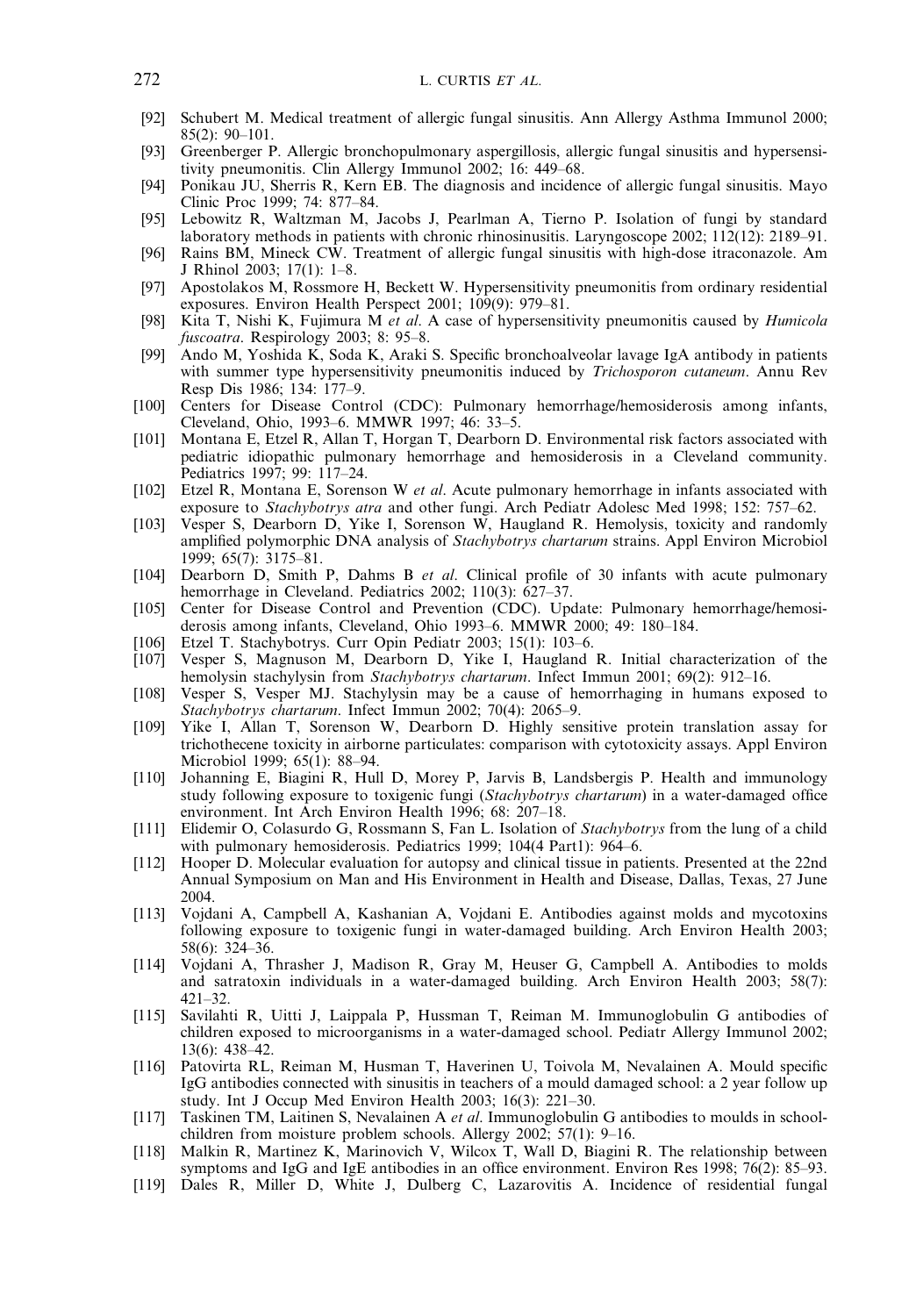[92] Schubert M. Medical treatment of allergic fungal sinusitis. Ann Allergy Asthma Immunol 2000; 85(2): 90–101.

[93] Greenberger P. Allergic bronchopulmonary aspergillosis, allergic fungal sinusitis and hypersensitivity pneumonitis. Clin Allergy Immunol 2002; 16: 449–68.

[94] Ponikau JU, Sherris R, Kern EB. The diagnosis and incidence of allergic fungal sinusitis. Mayo Clinic Proc 1999; 74: 877–84.

[95] Lebowitz R, Waltzman M, Jacobs J, Pearlman A, Tierno P. Isolation of fungi by standard laboratory methods in patients with chronic rhinosinusitis. Laryngoscope 2002; 112(12): 2189–91.

[96] Rains BM, Mineck CW. Treatment of allergic fungal sinusitis with high-dose itraconazole. Am J Rhinol 2003; 17(1): 1–8.

[97] Apostolakos M, Rossmore H, Beckett W. Hypersensitivity pneumonitis from ordinary residential exposures. Environ Health Perspect 2001; 109(9): 979–81.

[98] Kita T, Nishi K, Fujimura M *et al*. A case of hypersensitivity pneumonitis caused by *Humicola fuscoatra*. Respirology 2003; 8: 95–8.

[99] Ando M, Yoshida K, Soda K, Araki S. Specific bronchoalveolar lavage IgA antibody in patients with summer type hypersensitivity pneumonitis induced by *Trichosporon cutaneum*. Annu Rev Resp Dis 1986; 134: 177–9.

[100] Centers for Disease Control (CDC): Pulmonary hemorrhage/hemosiderosis among infants, Cleveland, Ohio, 1993–6. MMWR 1997; 46: 33–5.

[101] Montana E, Etzel R, Allan T, Horgan T, Dearborn D. Environmental risk factors associated with pediatric idiopathic pulmonary hemorrhage and hemosiderosis in a Cleveland community. Pediatrics 1997; 99: 117–24.

[102] Etzel R, Montana E, Sorenson W *et al*. Acute pulmonary hemorrhage in infants associated with exposure to *Stachybotrys atra* and other fungi. Arch Pediatr Adolesc Med 1998; 152: 757–62.

[103] Vesper S, Dearborn D, Yike I, Sorenson W, Haugland R. Hemolysis, toxicity and randomly amplified polymorphic DNA analysis of *Stachybotrys chartarum* strains. Appl Environ Microbiol 1999; 65(7): 3175–81.

[104] Dearborn D, Smith P, Dahms B *et al*. Clinical profile of 30 infants with acute pulmonary hemorrhage in Cleveland. Pediatrics 2002; 110(3): 627–37.

[105] Center for Disease Control and Prevention (CDC). Update: Pulmonary hemorrhage/hemosiderosis among infants, Cleveland, Ohio 1993–6. MMWR 2000; 49: 180–184.

[106] Etzel T. Stachybotrys. Curr Opin Pediatr 2003; 15(1): 103–6.

[107] Vesper S, Magnuson M, Dearborn D, Yike I, Haugland R. Initial characterization of the hemolysin stachylysin from *Stachybotrys chartarum*. Infect Immun 2001; 69(2): 912–16.

[108] Vesper S, Vesper MJ. Stachylysin may be a cause of hemorrhaging in humans exposed to *Stachybotrys chartarum*. Infect Immun 2002; 70(4): 2065–9.

[109] Yike I, Allan T, Sorenson W, Dearborn D. Highly sensitive protein translation assay for trichothecene toxicity in airborne particulates: comparison with cytotoxicity assays. Appl Environ Microbiol 1999; 65(1): 88–94.

[110] Johanning E, Biagini R, Hull D, Morey P, Jarvis B, Landsbergis P. Health and immunology study following exposure to toxigenic fungi (*Stachybotrys chartarum*) in a water-damaged office environment. Int Arch Environ Health 1996; 68: 207–18.

[111] Elidemir O, Colasurdo G, Rossmann S, Fan L. Isolation of *Stachybotrys* from the lung of a child with pulmonary hemosiderosis. Pediatrics 1999; 104(4 Part1): 964–6.

[112] Hooper D. Molecular evaluation for autopsy and clinical tissue in patients. Presented at the 22nd Annual Symposium on Man and His Environment in Health and Disease, Dallas, Texas, 27 June 2004.

[113] Vojdani A, Campbell A, Kashanian A, Vojdani E. Antibodies against molds and mycotoxins following exposure to toxigenic fungi in water-damaged building. Arch Environ Health 2003; 58(6): 324–36.

[114] Vojdani A, Thrasher J, Madison R, Gray M, Heuser G, Campbell A. Antibodies to molds and satratoxin individuals in a water-damaged building. Arch Environ Health 2003; 58(7): 421–32.

[115] Savilahti R, Uitti J, Laippala P, Hussman T, Reiman M. Immunoglobulin G antibodies of children exposed to microorganisms in a water-damaged school. Pediatr Allergy Immunol 2002; 13(6): 438–42.

[116] Patovirta RL, Reiman M, Husman T, Haverinen U, Toivola M, Nevalainen A. Mould specific IgG antibodies connected with sinusitis in teachers of a mould damaged school: a 2 year follow up study. Int J Occup Med Environ Health 2003; 16(3): 221–30.

[117] Taskinen TM, Laitinen S, Nevalainen A *et al*. Immunoglobulin G antibodies to moulds in schoolchildren from moisture problem schools. Allergy 2002; 57(1): 9–16.

[118] Malkin R, Martinez K, Marinovich V, Wilcox T, Wall D, Biagini R. The relationship between symptoms and IgG and IgE antibodies in an office environment. Environ Res 1998; 76(2): 85–93.

[119] Dales R, Miller D, White J, Dulberg C, Lazarovitis A. Incidence of residential fungal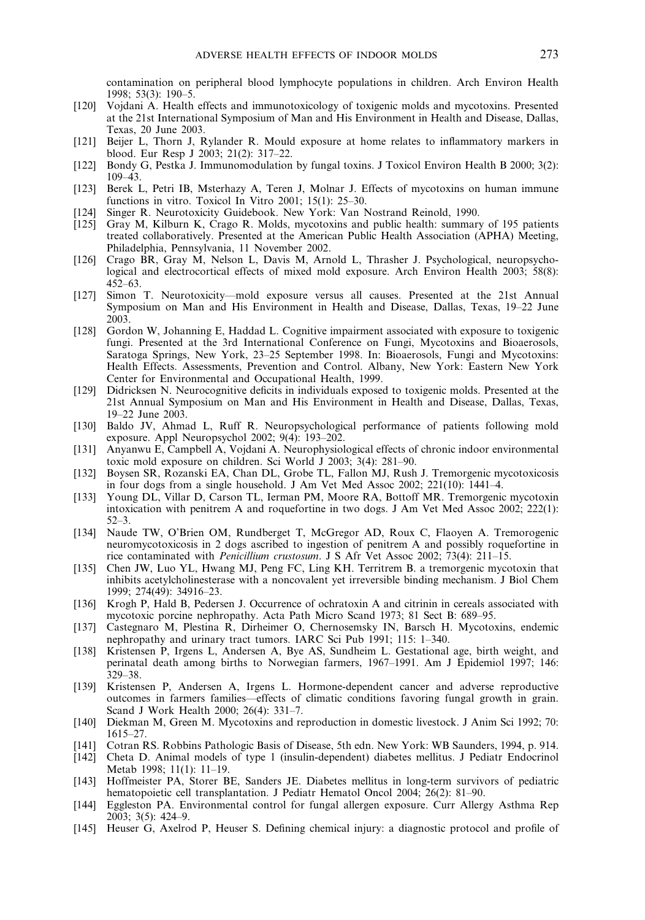contamination on peripheral blood lymphocyte populations in children. Arch Environ Health 1998; 53(3): 190–5.

[120] Vojdani A. Health effects and immunotoxicology of toxigenic molds and mycotoxins. Presented at the 21st International Symposium of Man and His Environment in Health and Disease, Dallas, Texas, 20 June 2003.

[121] Beijer L, Thorn J, Rylander R. Mould exposure at home relates to inflammatory markers in blood. Eur Resp J 2003; 21(2): 317–22.

[122] Bondy G, Pestka J. Immunomodulation by fungal toxins. J Toxicol Environ Health B 2000; 3(2): 109–43.

[123] Berek L, Petri IB, Msterhazy A, Teren J, Molnar J. Effects of mycotoxins on human immune functions in vitro. Toxicol In Vitro 2001; 15(1): 25–30.

[124] Singer R. Neurotoxicity Guidebook. New York: Van Nostrand Reinold, 1990.

[125] Gray M, Kilburn K, Crago R. Molds, mycotoxins and public health: summary of 195 patients treated collaboratively. Presented at the American Public Health Association (APHA) Meeting, Philadelphia, Pennsylvania, 11 November 2002.

[126] Crago BR, Gray M, Nelson L, Davis M, Arnold L, Thrasher J. Psychological, neuropsychological and electrocortical effects of mixed mold exposure. Arch Environ Health 2003; 58(8): 452–63.

[127] Simon T. Neurotoxicity—mold exposure versus all causes. Presented at the 21st Annual Symposium on Man and His Environment in Health and Disease, Dallas, Texas, 19–22 June 2003.

[128] Gordon W, Johanning E, Haddad L. Cognitive impairment associated with exposure to toxigenic fungi. Presented at the 3rd International Conference on Fungi, Mycotoxins and Bioaerosols, Saratoga Springs, New York, 23–25 September 1998. In: Bioaerosols, Fungi and Mycotoxins: Health Effects. Assessments, Prevention and Control. Albany, New York: Eastern New York Center for Environmental and Occupational Health, 1999.

[129] Didricksen N. Neurocognitive deficits in individuals exposed to toxigenic molds. Presented at the 21st Annual Symposium on Man and His Environment in Health and Disease, Dallas, Texas, 19–22 June 2003.

[130] Baldo JV, Ahmad L, Ruff R. Neuropsychological performance of patients following mold exposure. Appl Neuropsychol 2002; 9(4): 193–202.

[131] Anyanwu E, Campbell A, Vojdani A. Neurophysiological effects of chronic indoor environmental toxic mold exposure on children. Sci World J 2003; 3(4): 281–90.

[132] Boysen SR, Rozanski EA, Chan DL, Grobe TL, Fallon MJ, Rush J. Tremorgenic mycotoxicosis in four dogs from a single household. J Am Vet Med Assoc 2002; 221(10): 1441–4.

[133] Young DL, Villar D, Carson TL, Ierman PM, Moore RA, Bottoff MR. Tremorgenic mycotoxin intoxication with penitrem A and roquefortine in two dogs. J Am Vet Med Assoc 2002; 222(1): 52–3.

[134] Naude TW, O'Brien OM, Rundberget T, McGregor AD, Roux C, Flaoyen A. Tremorogenic neuromycotoxicosis in 2 dogs ascribed to ingestion of penitrem A and possibly roquefortine in rice contaminated with *Penicillium crustosum*. J S Afr Vet Assoc 2002; 73(4): 211–15.

[135] Chen JW, Luo YL, Hwang MJ, Peng FC, Ling KH. Territrem B. a tremorgenic mycotoxin that inhibits acetylcholinesterase with a noncovalent yet irreversible binding mechanism. J Biol Chem 1999; 274(49): 34916–23.

[136] Krogh P, Hald B, Pedersen J. Occurrence of ochratoxin A and citrinin in cereals associated with mycotoxic porcine nephropathy. Acta Path Micro Scand 1973; 81 Sect B: 689–95.

[137] Castegnaro M, Plestina R, Dirheimer O, Chernosemsky IN, Barsch H. Mycotoxins, endemic nephropathy and urinary tract tumors. IARC Sci Pub 1991; 115: 1–340.

[138] Kristensen P, Irgens L, Andersen A, Bye AS, Sundheim L. Gestational age, birth weight, and perinatal death among births to Norwegian farmers, 1967–1991. Am J Epidemiol 1997; 146: 329–38.

[139] Kristensen P, Andersen A, Irgens L. Hormone-dependent cancer and adverse reproductive outcomes in farmers families—effects of climatic conditions favoring fungal growth in grain. Scand J Work Health 2000; 26(4): 331–7.

[140] Diekman M, Green M. Mycotoxins and reproduction in domestic livestock. J Anim Sci 1992; 70: 1615–27.

[141] Cotran RS. Robbins Pathologic Basis of Disease, 5th edn. New York: WB Saunders, 1994, p. 914.

[142] Cheta D. Animal models of type 1 (insulin-dependent) diabetes mellitus. J Pediatr Endocrinol Metab 1998; 11(1): 11–19.

[143] Hoffmeister PA, Storer BE, Sanders JE. Diabetes mellitus in long-term survivors of pediatric hematopoietic cell transplantation. J Pediatr Hematol Oncol 2004; 26(2): 81–90.

[144] Eggleston PA. Environmental control for fungal allergen exposure. Curr Allergy Asthma Rep 2003; 3(5): 424–9.

[145] Heuser G, Axelrod P, Heuser S. Defining chemical injury: a diagnostic protocol and profile of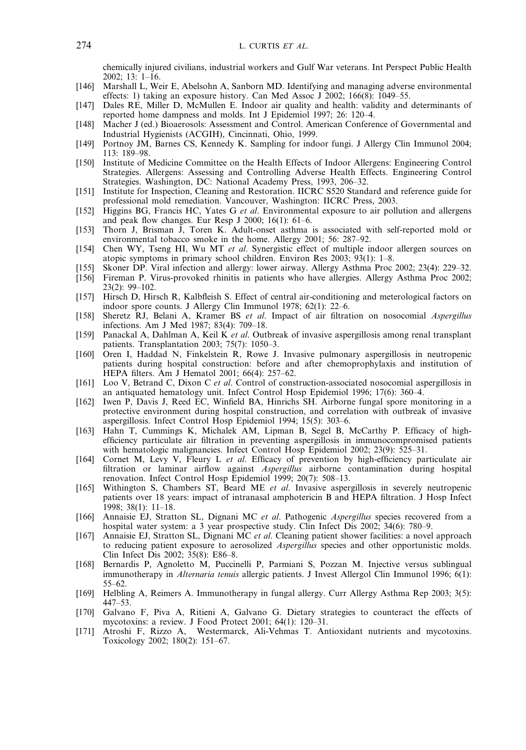chemically injured civilians, industrial workers and Gulf War veterans. Int Perspect Public Health 2002; 13: 1–16.

[146] Marshall L, Weir E, Abelsohn A, Sanborn MD. Identifying and managing adverse environmental effects: 1) taking an exposure history. Can Med Assoc J 2002; 166(8): 1049–55.

[147] Dales RE, Miller D, McMullen E. Indoor air quality and health: validity and determinants of reported home dampness and molds. Int J Epidemiol 1997; 26: 120–4.

[148] Macher J (ed.) Bioaerosols: Assessment and Control. American Conference of Governmental and Industrial Hygienists (ACGIH), Cincinnati, Ohio, 1999.

[149] Portnoy JM, Barnes CS, Kennedy K. Sampling for indoor fungi. J Allergy Clin Immunol 2004; 113: 189–98.

[150] Institute of Medicine Committee on the Health Effects of Indoor Allergens: Engineering Control Strategies. Allergens: Assessing and Controlling Adverse Health Effects. Engineering Control Strategies. Washington, DC: National Academy Press, 1993, 206–32.

[151] Institute for Inspection, Cleaning and Restoration. IICRC S520 Standard and reference guide for professional mold remediation. Vancouver, Washington: IICRC Press, 2003.

[152] Higgins BG, Francis HC, Yates G *et al*. Environmental exposure to air pollution and allergens and peak flow changes. Eur Resp J 2000; 16(1): 61–6.

[153] Thorn J, Brisman J, Toren K. Adult-onset asthma is associated with self-reported mold or environmental tobacco smoke in the home. Allergy 2001; 56: 287–92.

[154] Chen WY, Tseng HI, Wu MT *et al*. Synergistic effect of multiple indoor allergen sources on atopic symptoms in primary school children. Environ Res 2003; 93(1): 1–8.

[155] Skoner DP. Viral infection and allergy: lower airway. Allergy Asthma Proc 2002; 23(4): 229–32.

[156] Fireman P. Virus-provoked rhinitis in patients who have allergies. Allergy Asthma Proc 2002; 23(2): 99–102.

[157] Hirsch D, Hirsch R, Kalbfleish S. Effect of central air-conditioning and meterological factors on indoor spore counts. J Allergy Clin Immunol 1978; 62(1): 22–6.

[158] Sheretz RJ, Belani A, Kramer BS *et al*. Impact of air filtration on nosocomial *Aspergillus* infections. Am J Med 1987; 83(4): 709–18.

[159] Panackal A, Dahlman A, Keil K *et al*. Outbreak of invasive aspergillosis among renal transplant patients. Transplantation 2003; 75(7): 1050–3.

[160] Oren I, Haddad N, Finkelstein R, Rowe J. Invasive pulmonary aspergillosis in neutropenic patients during hospital construction: before and after chemoprophylaxis and institution of HEPA filters. Am J Hematol 2001; 66(4): 257–62.

[161] Loo V, Betrand C, Dixon C *et al*. Control of construction-associated nosocomial aspergillosis in an antiquated hematology unit. Infect Control Hosp Epidemiol 1996; 17(6): 360–4.

[162] Iwen P, Davis J, Reed EC, Winfield BA, Hinrichs SH. Airborne fungal spore monitoring in a protective environment during hospital construction, and correlation with outbreak of invasive aspergillosis. Infect Control Hosp Epidemiol 1994; 15(5): 303–6.

[163] Hahn T, Cummings K, Michalek AM, Lipman B, Segel B, McCarthy P. Efficacy of high-efficiency particulate air filtration in preventing aspergillosis in immunocompromised patients with hematologic malignancies. Infect Control Hosp Epidemiol 2002; 23(9): 525–31.

[164] Cornet M, Levy V, Fleury L *et al*. Efficacy of prevention by high-efficiency particulate air filtration or laminar airflow against *Aspergillus* airborne contamination during hospital renovation. Infect Control Hosp Epidemiol 1999; 20(7): 508–13.

[165] Withington S, Chambers ST, Beard ME *et al*. Invasive aspergillosis in severely neutropenic patients over 18 years: impact of intranasal amphotericin B and HEPA filtration. J Hosp Infect 1998; 38(1): 11–18.

[166] Annaisie EJ, Stratton SL, Dignani MC *et al*. Pathogenic *Aspergillus* species recovered from a hospital water system: a 3 year prospective study. Clin Infect Dis 2002; 34(6): 780–9.

[167] Annaisie EJ, Stratton SL, Dignani MC *et al*. Cleaning patient shower facilities: a novel approach to reducing patient exposure to aerosolized *Aspergillus* species and other opportunistic molds. Clin Infect Dis 2002; 35(8): E86–8.

[168] Bernardis P, Agnoletto M, Puccinelli P, Parmiani S, Pozzan M. Injective versus sublingual immunotherapy in *Alternaria tenuis* allergic patients. J Invest Allergol Clin Immunol 1996; 6(1): 55–62.

[169] Helbling A, Reimers A. Immunotherapy in fungal allergy. Curr Allergy Asthma Rep 2003; 3(5): 447–53.

[170] Galvano F, Piva A, Ritieni A, Galvano G. Dietary strategies to counteract the effects of mycotoxins: a review. J Food Protect 2001; 64(1): 120–31.

[171] Atroshi F, Rizzo A, Westermarck, Ali-Vehmas T. Antioxidant nutrients and mycotoxins. Toxicology 2002; 180(2): 151–67.